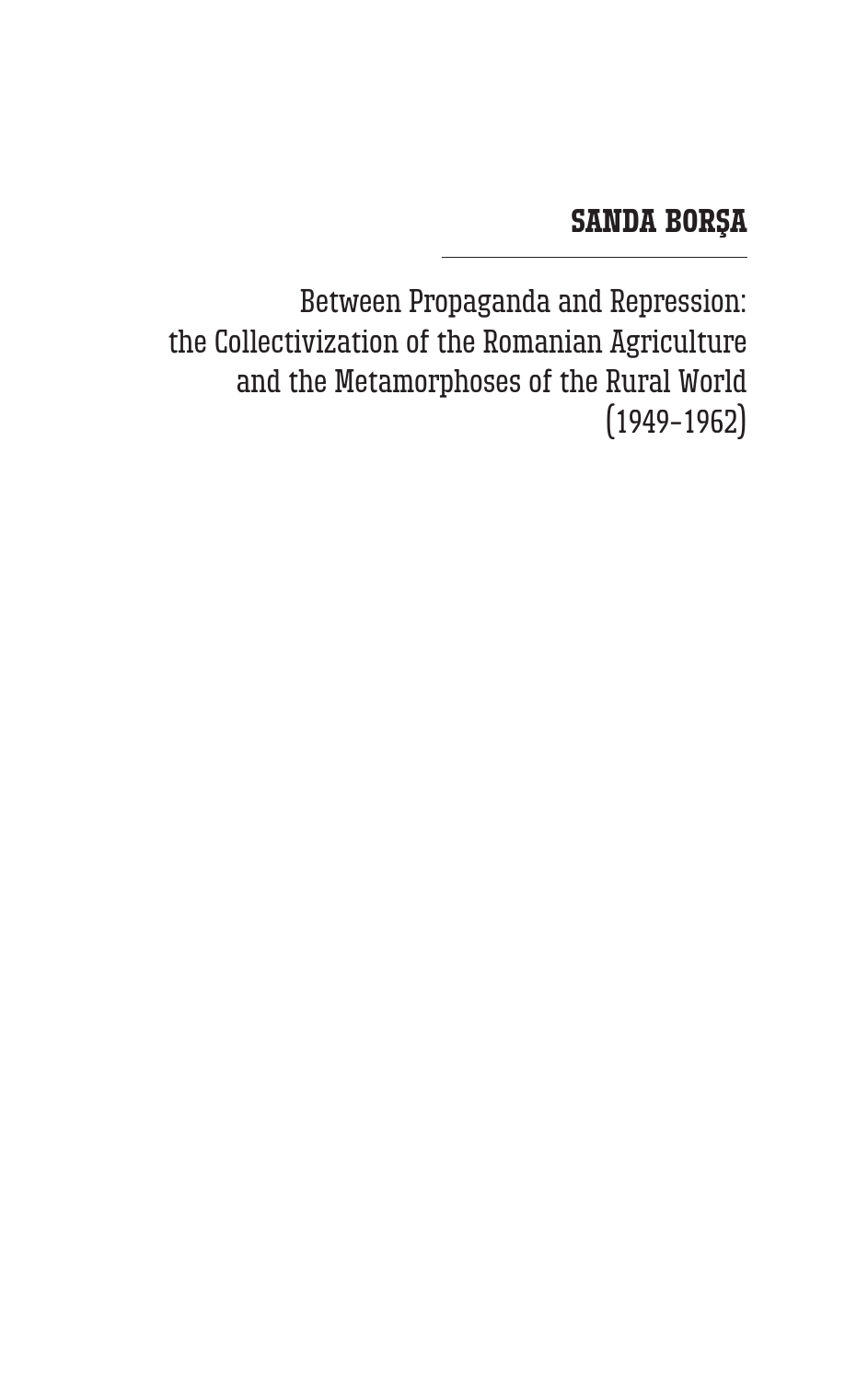**SANDA BORŞA**

---

# Between Propaganda and Repression: the Collectivization of the Romanian Agriculture and the Metamorphoses of the Rural World (1949-1962)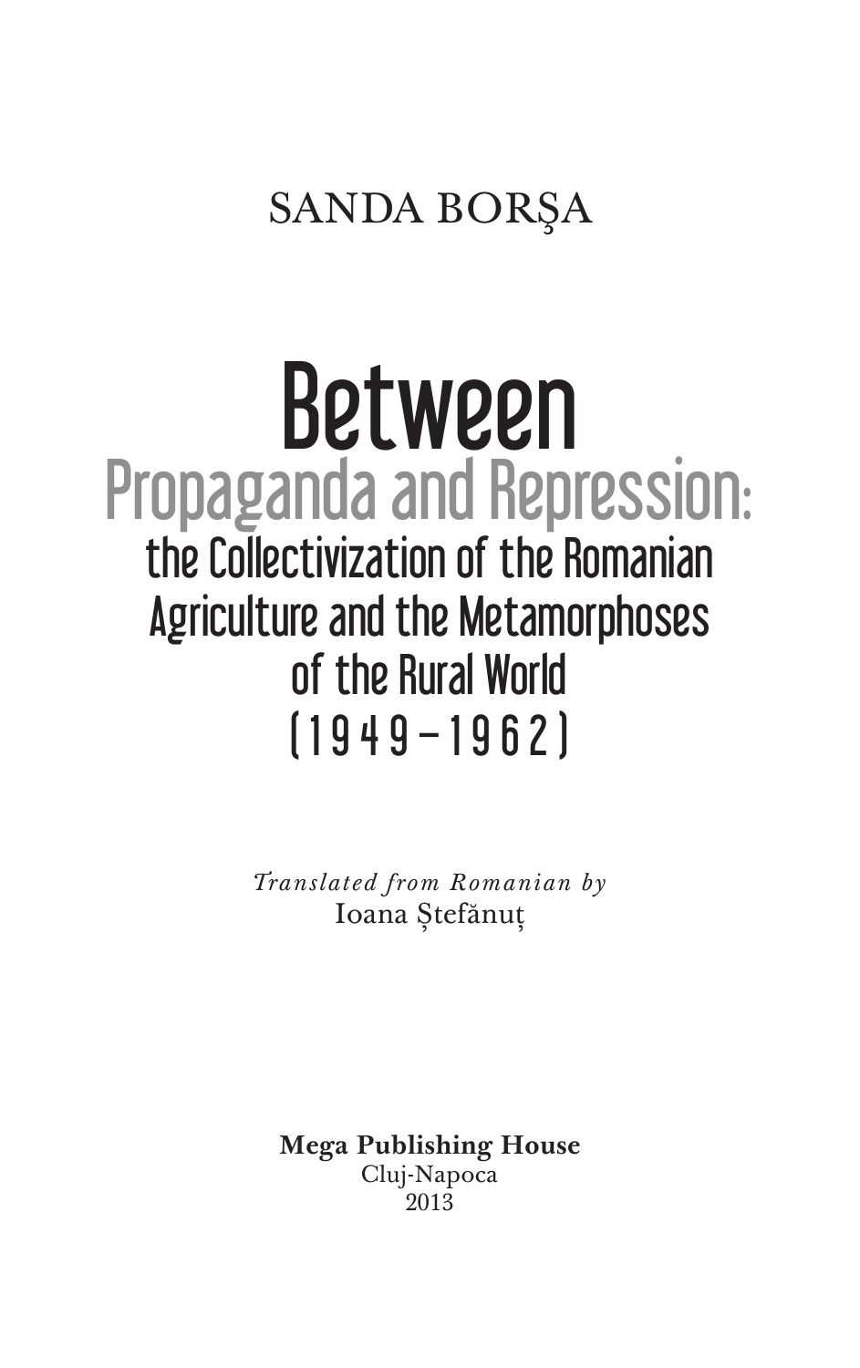SANDA BORŞA

# Between

## Propaganda and Repression:

### the Collectivization of the Romanian Agriculture and the Metamorphoses of the Rural World (1949–1962)

*Translated from Romanian by*
Ioana Ștefănuț

**Mega Publishing House**
Cluj-Napoca
2013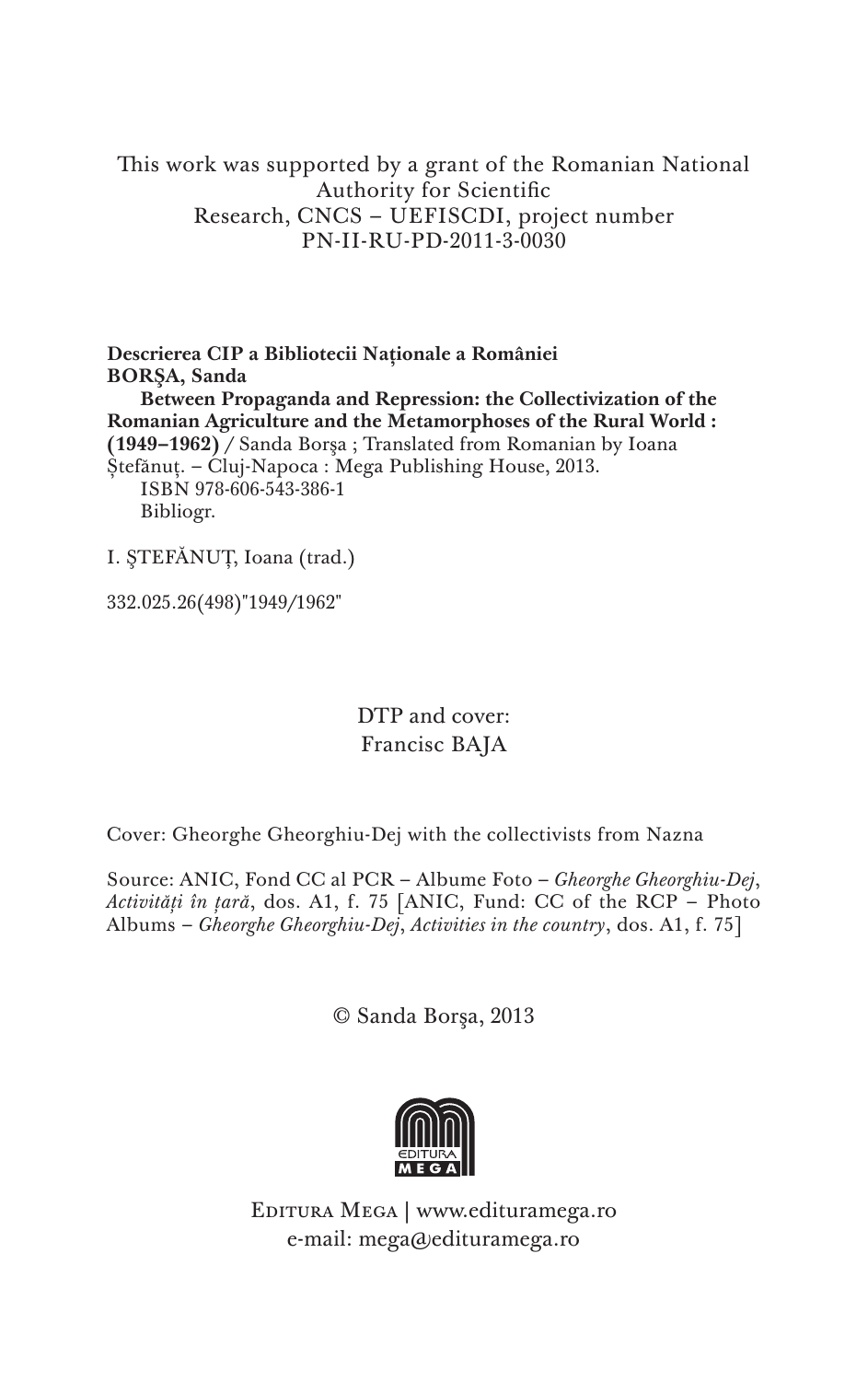This work was supported by a grant of the Romanian National Authority for Scientific Research, CNCS – UEFISCDI, project number PN-II-RU-PD-2011-3-0030

**Descrierea CIP a Bibliotecii Naționale a României**
**BORŞA, Sanda**
**Between Propaganda and Repression: the Collectivization of the Romanian Agriculture and the Metamorphoses of the Rural World : (1949–1962)** / Sanda Borşa ; Translated from Romanian by Ioana Ștefănuț. – Cluj-Napoca : Mega Publishing House, 2013.
ISBN 978-606-543-386-1
Bibliogr.

I. ŞTEFĂNUȚ, Ioana (trad.)

332.025.26(498)"1949/1962"

DTP and cover:
Francisc BAJA

Cover: Gheorghe Gheorghiu-Dej with the collectivists from Nazna

Source: ANIC, Fond CC al PCR – Albume Foto – *Gheorghe Gheorghiu-Dej*, *Activități în țară*, dos. A1, f. 75 [ANIC, Fund: CC of the RCP – Photo Albums – *Gheorghe Gheorghiu-Dej*, *Activities in the country*, dos. A1, f. 75]

© Sanda Borşa, 2013

EDITURA MEGA | www.edituramega.ro
e-mail: mega@edituramega.ro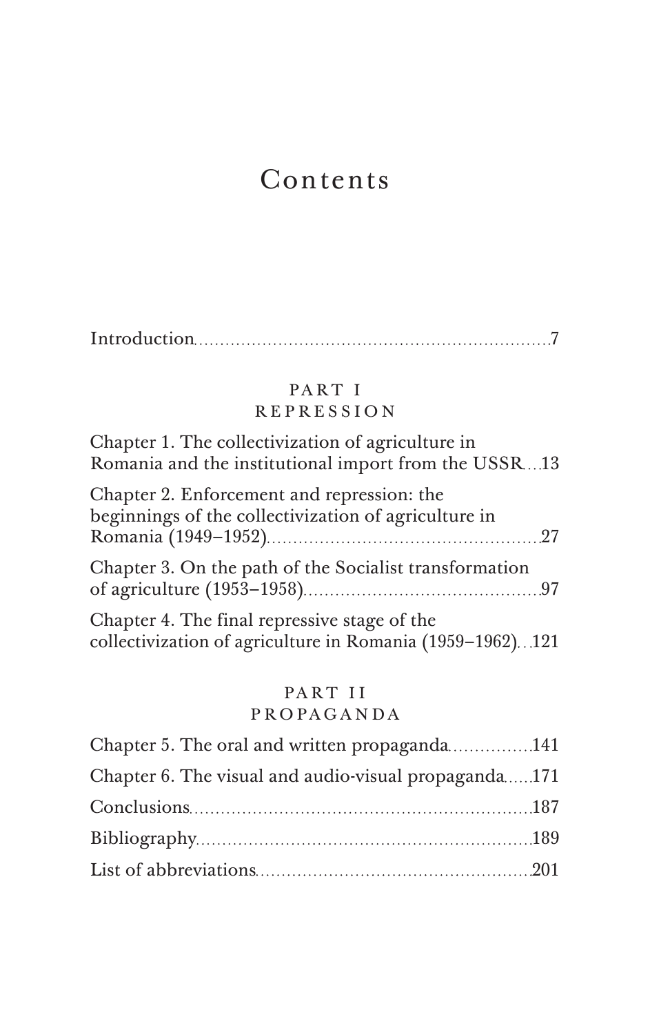# Contents

Introduction ........ 7

## PART I
## REPRESSION

Chapter 1. The collectivization of agriculture in Romania and the institutional import from the USSR ... 13

Chapter 2. Enforcement and repression: the beginnings of the collectivization of agriculture in Romania (1949–1952) ........ 27

Chapter 3. On the path of the Socialist transformation of agriculture (1953–1958) ........ 97

Chapter 4. The final repressive stage of the collectivization of agriculture in Romania (1959–1962) ... 121

## PART II
## PROPAGANDA

Chapter 5. The oral and written propaganda ........ 141

Chapter 6. The visual and audio-visual propaganda ..... 171

Conclusions ........ 187

Bibliography ........ 189

List of abbreviations ........ 201